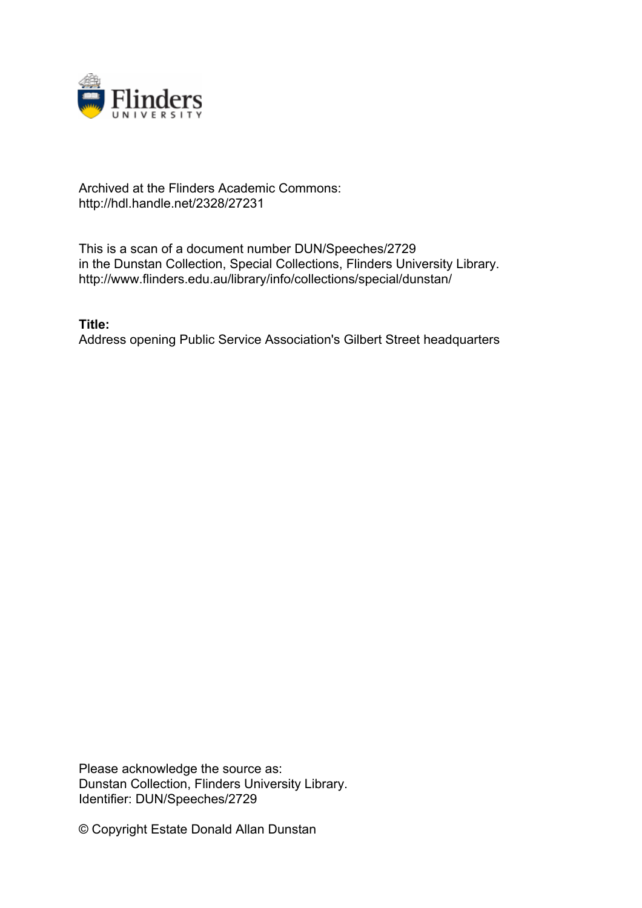Archived at the Flinders Academic Commons:
http://hdl.handle.net/2328/27231

This is a scan of a document number DUN/Speeches/2729
in the Dunstan Collection, Special Collections, Flinders University Library.
http://www.flinders.edu.au/library/info/collections/special/dunstan/

**Title:**
Address opening Public Service Association's Gilbert Street headquarters

Please acknowledge the source as:
Dunstan Collection, Flinders University Library.
Identifier: DUN/Speeches/2729

© Copyright Estate Donald Allan Dunstan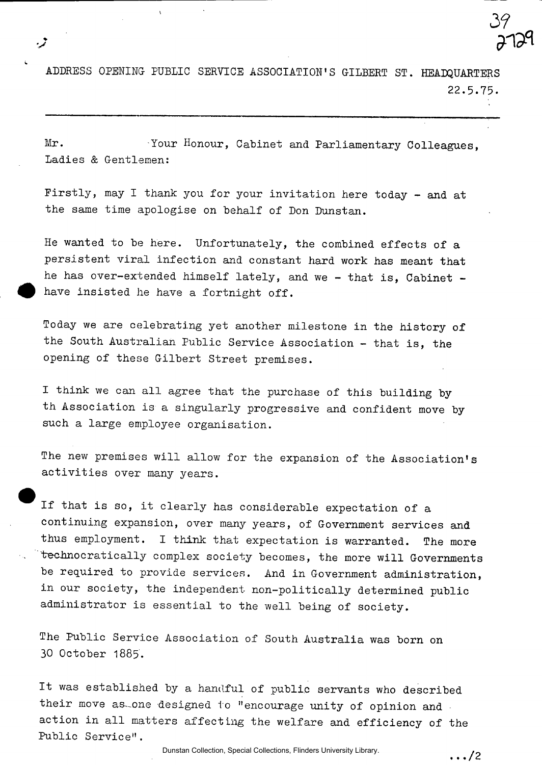ADDRESS OPENING PUBLIC SERVICE ASSOCIATION'S GILBERT ST. HEADQUARTERS

22.5.75.

---

Mr. Your Honour, Cabinet and Parliamentary Colleagues, Ladies & Gentlemen:

Firstly, may I thank you for your invitation here today - and at the same time apologise on behalf of Don Dunstan.

He wanted to be here. Unfortunately, the combined effects of a persistent viral infection and constant hard work has meant that he has over-extended himself lately, and we - that is, Cabinet - have insisted he have a fortnight off.

Today we are celebrating yet another milestone in the history of the South Australian Public Service Association - that is, the opening of these Gilbert Street premises.

I think we can all agree that the purchase of this building by th Association is a singularly progressive and confident move by such a large employee organisation.

The new premises will allow for the expansion of the Association's activities over many years.

If that is so, it clearly has considerable expectation of a continuing expansion, over many years, of Government services and thus employment. I think that expectation is warranted. The more technocratically complex society becomes, the more will Governments be required to provide services. And in Government administration, in our society, the independent non-politically determined public administrator is essential to the well being of society.

The Public Service Association of South Australia was born on 30 October 1885.

It was established by a handful of public servants who described their move as one designed to "encourage unity of opinion and action in all matters affecting the welfare and efficiency of the Public Service".

.../2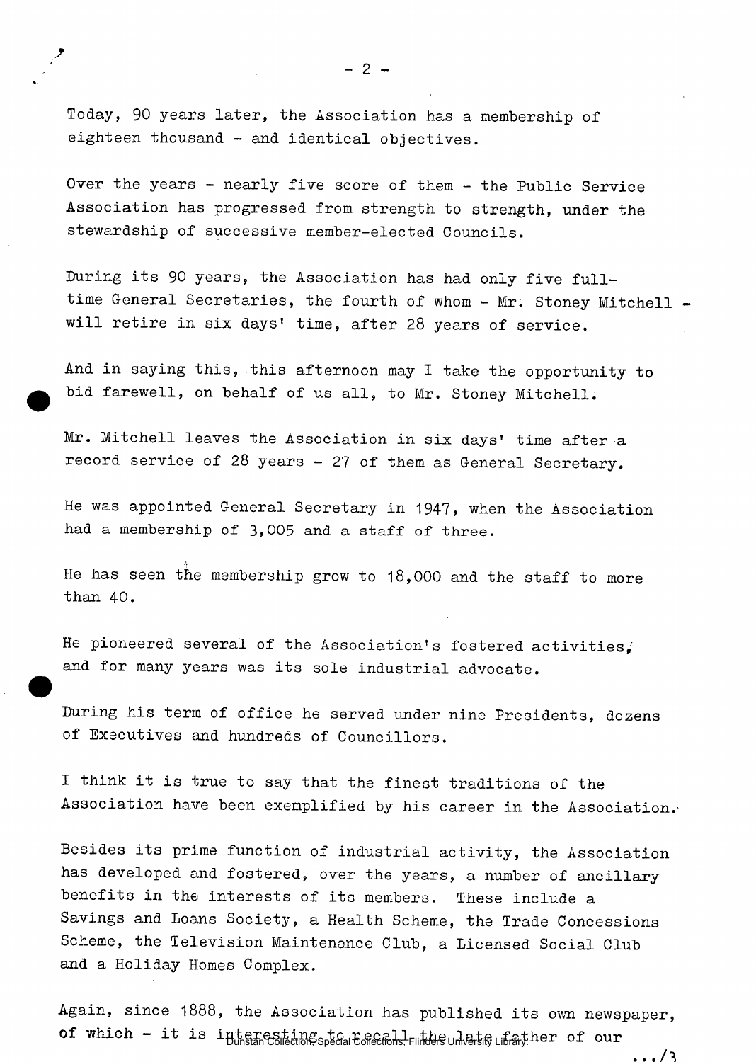Today, 90 years later, the Association has a membership of eighteen thousand - and identical objectives.

Over the years - nearly five score of them - the Public Service Association has progressed from strength to strength, under the stewardship of successive member-elected Councils.

During its 90 years, the Association has had only five full-time General Secretaries, the fourth of whom - Mr. Stoney Mitchell - will retire in six days' time, after 28 years of service.

And in saying this, this afternoon may I take the opportunity to bid farewell, on behalf of us all, to Mr. Stoney Mitchell.

Mr. Mitchell leaves the Association in six days' time after a record service of 28 years - 27 of them as General Secretary.

He was appointed General Secretary in 1947, when the Association had a membership of 3,005 and a staff of three.

He has seen the membership grow to 18,000 and the staff to more than 40.

He pioneered several of the Association's fostered activities, and for many years was its sole industrial advocate.

During his term of office he served under nine Presidents, dozens of Executives and hundreds of Councillors.

I think it is true to say that the finest traditions of the Association have been exemplified by his career in the Association.

Besides its prime function of industrial activity, the Association has developed and fostered, over the years, a number of ancillary benefits in the interests of its members. These include a Savings and Loans Society, a Health Scheme, the Trade Concessions Scheme, the Television Maintenance Club, a Licensed Social Club and a Holiday Homes Complex.

Again, since 1888, the Association has published its own newspaper, of which - it is interesting to recall the late father of our

.../3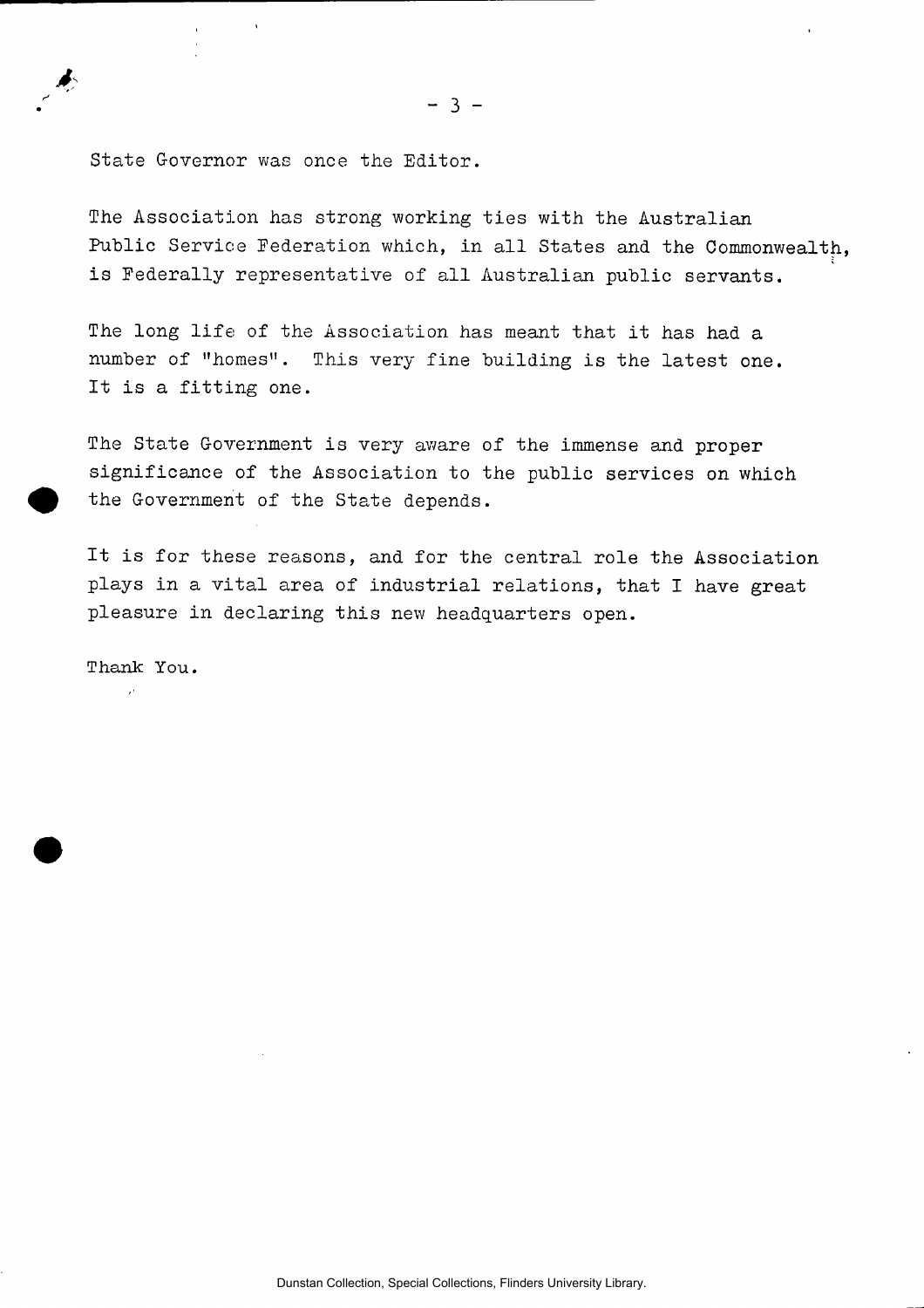State Governor was once the Editor.

The Association has strong working ties with the Australian Public Service Federation which, in all States and the Commonwealth, is Federally representative of all Australian public servants.

The long life of the Association has meant that it has had a number of "homes". This very fine building is the latest one. It is a fitting one.

The State Government is very aware of the immense and proper significance of the Association to the public services on which the Government of the State depends.

It is for these reasons, and for the central role the Association plays in a vital area of industrial relations, that I have great pleasure in declaring this new headquarters open.

Thank You.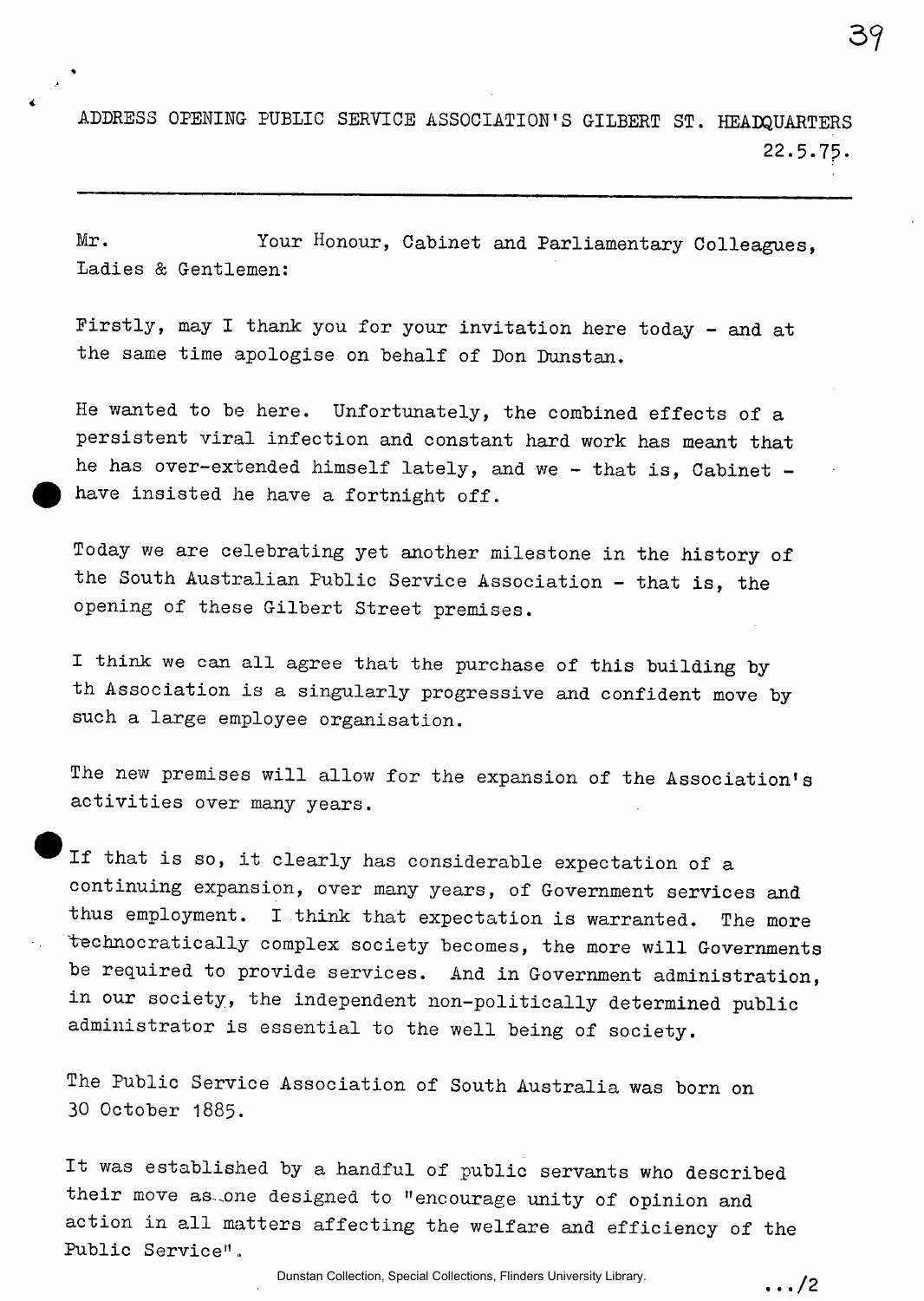ADDRESS OPENING PUBLIC SERVICE ASSOCIATION'S GILBERT ST. HEADQUARTERS
22.5.75.

---

Mr.                Your Honour, Cabinet and Parliamentary Colleagues, Ladies & Gentlemen:

Firstly, may I thank you for your invitation here today - and at the same time apologise on behalf of Don Dunstan.

He wanted to be here. Unfortunately, the combined effects of a persistent viral infection and constant hard work has meant that he has over-extended himself lately, and we - that is, Cabinet - have insisted he have a fortnight off.

Today we are celebrating yet another milestone in the history of the South Australian Public Service Association - that is, the opening of these Gilbert Street premises.

I think we can all agree that the purchase of this building by th Association is a singularly progressive and confident move by such a large employee organisation.

The new premises will allow for the expansion of the Association's activities over many years.

If that is so, it clearly has considerable expectation of a continuing expansion, over many years, of Government services and thus employment. I think that expectation is warranted. The more technocratically complex society becomes, the more will Governments be required to provide services. And in Government administration, in our society, the independent non-politically determined public administrator is essential to the well being of society.

The Public Service Association of South Australia was born on 30 October 1885.

It was established by a handful of public servants who described their move as one designed to "encourage unity of opinion and action in all matters affecting the welfare and efficiency of the Public Service".

.../2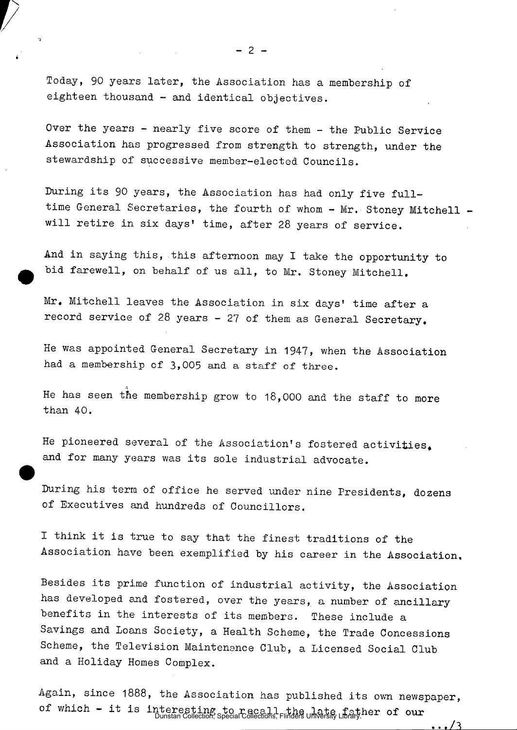Today, 90 years later, the Association has a membership of eighteen thousand - and identical objectives.

Over the years - nearly five score of them - the Public Service Association has progressed from strength to strength, under the stewardship of successive member-elected Councils.

During its 90 years, the Association has had only five full-time General Secretaries, the fourth of whom - Mr. Stoney Mitchell - will retire in six days' time, after 28 years of service.

And in saying this, this afternoon may I take the opportunity to bid farewell, on behalf of us all, to Mr. Stoney Mitchell.

Mr. Mitchell leaves the Association in six days' time after a record service of 28 years - 27 of them as General Secretary.

He was appointed General Secretary in 1947, when the Association had a membership of 3,005 and a staff of three.

He has seen the membership grow to 18,000 and the staff to more than 40.

He pioneered several of the Association's fostered activities, and for many years was its sole industrial advocate.

During his term of office he served under nine Presidents, dozens of Executives and hundreds of Councillors.

I think it is true to say that the finest traditions of the Association have been exemplified by his career in the Association.

Besides its prime function of industrial activity, the Association has developed and fostered, over the years, a number of ancillary benefits in the interests of its members. These include a Savings and Loans Society, a Health Scheme, the Trade Concessions Scheme, the Television Maintenance Club, a Licensed Social Club and a Holiday Homes Complex.

Again, since 1888, the Association has published its own newspaper, of which - it is interesting to recall the late father of our

.../3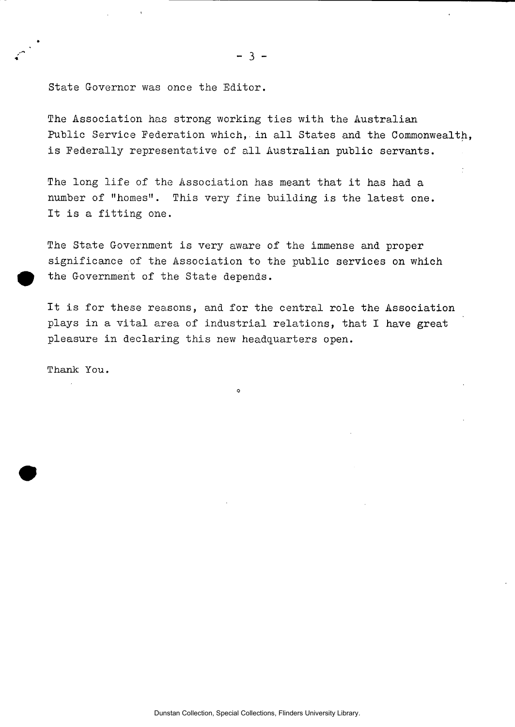State Governor was once the Editor.

The Association has strong working ties with the Australian Public Service Federation which, in all States and the Commonwealth, is Federally representative of all Australian public servants.

The long life of the Association has meant that it has had a number of "homes". This very fine building is the latest one. It is a fitting one.

The State Government is very aware of the immense and proper significance of the Association to the public services on which the Government of the State depends.

It is for these reasons, and for the central role the Association plays in a vital area of industrial relations, that I have great pleasure in declaring this new headquarters open.

Thank You.